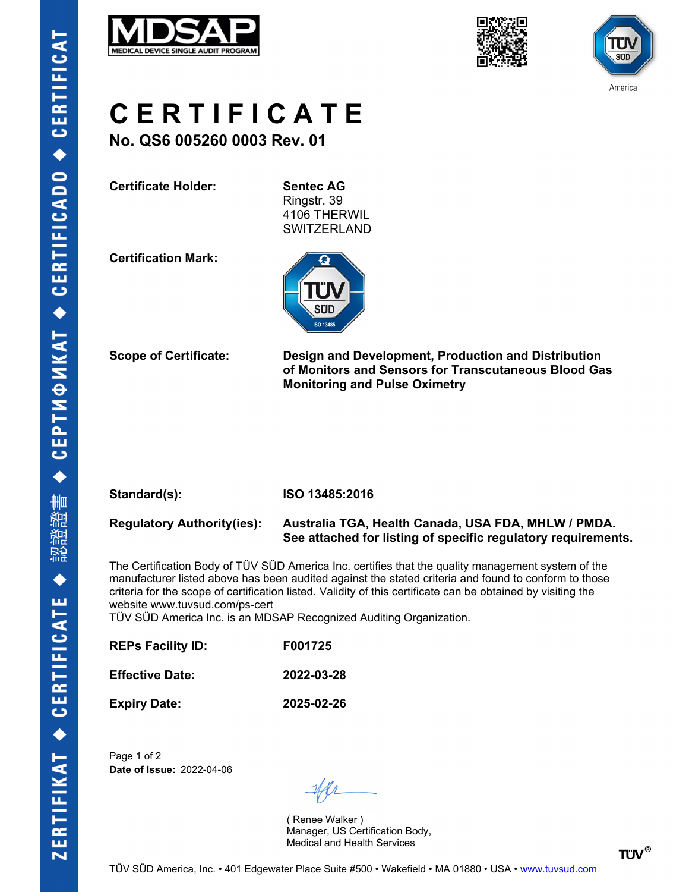# CERTIFICATE

**No. QS6 005260 0003 Rev. 01**

**Certificate Holder:** **Sentec AG**
Ringstr. 39
4106 THERWIL
SWITZERLAND

**Certification Mark:**

**Scope of Certificate:** **Design and Development, Production and Distribution of Monitors and Sensors for Transcutaneous Blood Gas Monitoring and Pulse Oximetry**

**Standard(s):** **ISO 13485:2016**

**Regulatory Authority(ies):** **Australia TGA, Health Canada, USA FDA, MHLW / PMDA. See attached for listing of specific regulatory requirements.**

The Certification Body of TÜV SÜD America Inc. certifies that the quality management system of the manufacturer listed above has been audited against the stated criteria and found to conform to those criteria for the scope of certification listed. Validity of this certificate can be obtained by visiting the website www.tuvsud.com/ps-cert
TÜV SÜD America Inc. is an MDSAP Recognized Auditing Organization.

**REPs Facility ID:** **F001725**

**Effective Date:** **2022-03-28**

**Expiry Date:** **2025-02-26**

**Date of Issue:** 2022-04-06

( Renee Walker )
Manager, US Certification Body,
Medical and Health Services

TÜV SÜD America, Inc. • 401 Edgewater Place Suite #500 • Wakefield • MA 01880 • USA • www.tuvsud.com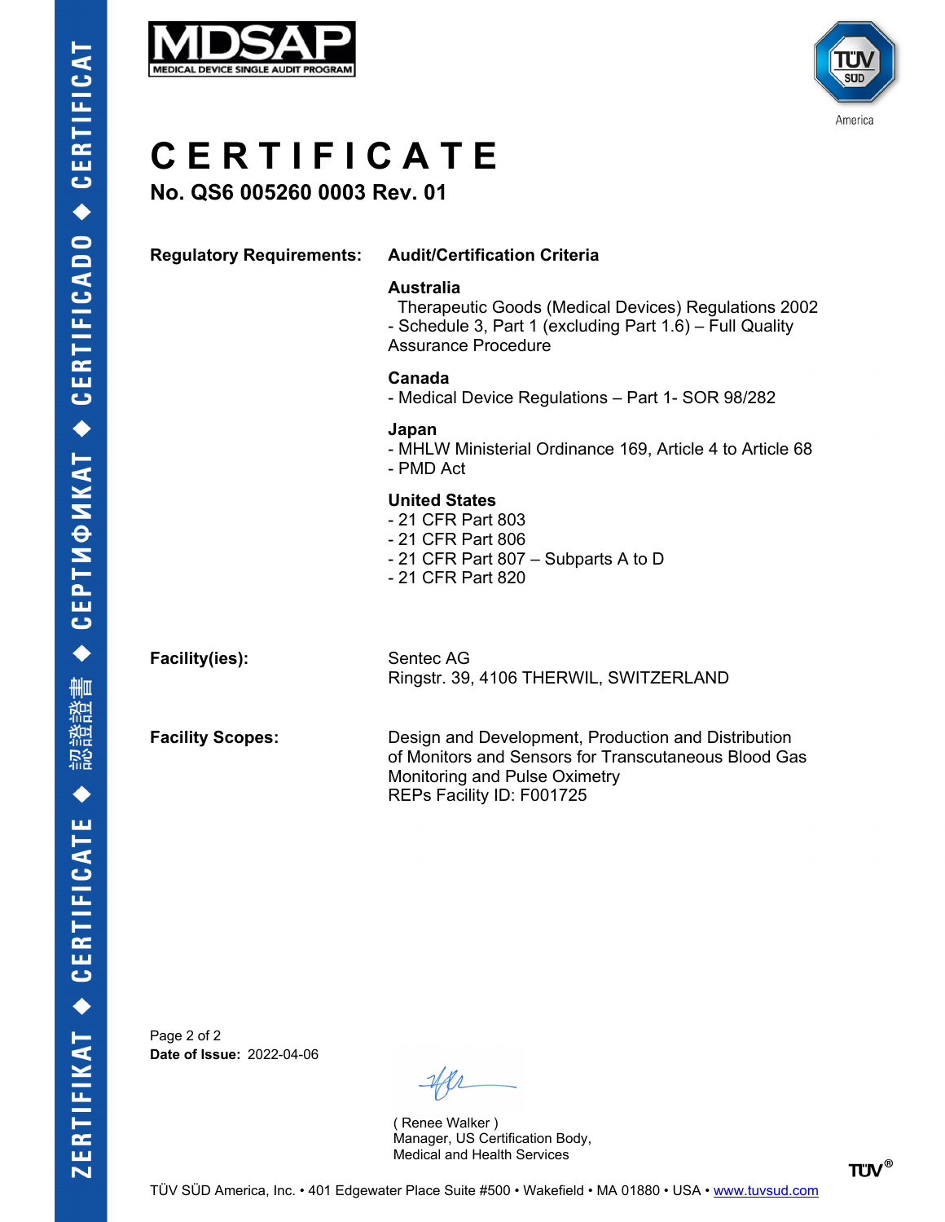# CERTIFICATE

**No. QS6 005260 0003 Rev. 01**

**Regulatory Requirements:** **Audit/Certification Criteria**

**Australia**
Therapeutic Goods (Medical Devices) Regulations 2002
- Schedule 3, Part 1 (excluding Part 1.6) – Full Quality Assurance Procedure

**Canada**
- Medical Device Regulations – Part 1- SOR 98/282

**Japan**
- MHLW Ministerial Ordinance 169, Article 4 to Article 68
- PMD Act

**United States**
- 21 CFR Part 803
- 21 CFR Part 806
- 21 CFR Part 807 – Subparts A to D
- 21 CFR Part 820

**Facility(ies):**
Sentec AG
Ringstr. 39, 4106 THERWIL, SWITZERLAND

**Facility Scopes:**
Design and Development, Production and Distribution of Monitors and Sensors for Transcutaneous Blood Gas Monitoring and Pulse Oximetry
REPs Facility ID: F001725

**Date of Issue:** 2022-04-06

( Renee Walker )
Manager, US Certification Body,
Medical and Health Services

TÜV SÜD America, Inc. • 401 Edgewater Place Suite #500 • Wakefield • MA 01880 • USA • www.tuvsud.com